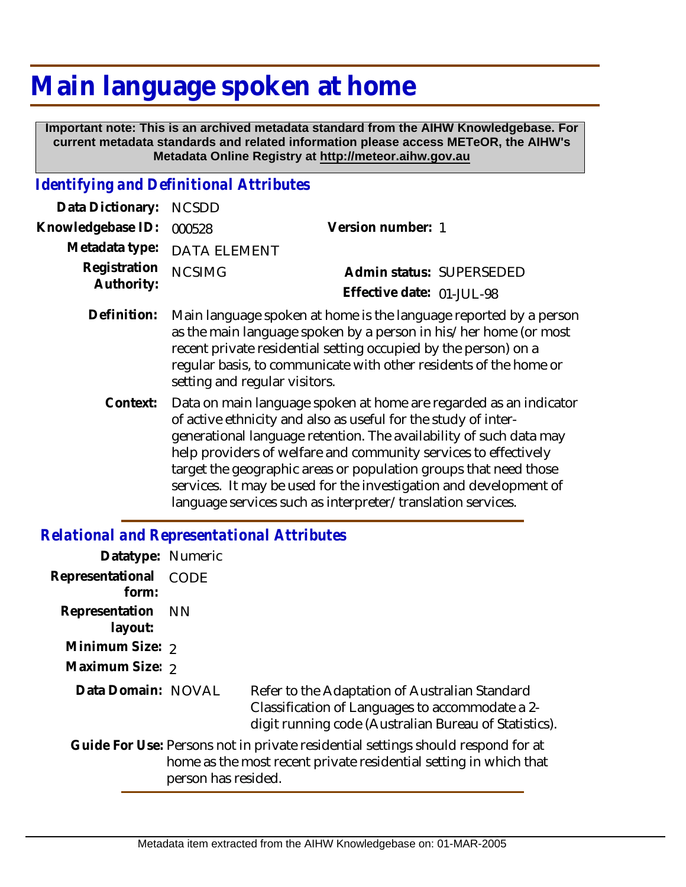# Main language spoken at home

**Important note: This is an archived metadata standard from the AIHW Knowledgebase. For current metadata standards and related information please access METeOR, the AIHW's Metadata Online Registry at http://meteor.aihw.gov.au**

## *Identifying and Definitional Attributes*

| | | | |
|---|---|---|---|
| Data Dictionary: | NCSDD | | |
| Knowledgebase ID: | 000528 | Version number: | 1 |
| Metadata type: | DATA ELEMENT | | |
| Registration Authority: | NCSIMG | Admin status: | SUPERSEDED |
| | | Effective date: | 01-JUL-98 |

**Definition:** Main language spoken at home is the language reported by a person as the main language spoken by a person in his/her home (or most recent private residential setting occupied by the person) on a regular basis, to communicate with other residents of the home or setting and regular visitors.

**Context:** Data on main language spoken at home are regarded as an indicator of active ethnicity and also as useful for the study of inter-generational language retention. The availability of such data may help providers of welfare and community services to effectively target the geographic areas or population groups that need those services. It may be used for the investigation and development of language services such as interpreter/translation services.

## *Relational and Representational Attributes*

**Datatype:** Numeric

**Representational form:** CODE

**Representation layout:** NN

**Minimum Size:** 2

**Maximum Size:** 2

**Data Domain:** NOVAL — Refer to the Adaptation of Australian Standard Classification of Languages to accommodate a 2-digit running code (Australian Bureau of Statistics).

**Guide For Use:** Persons not in private residential settings should respond for at home as the most recent private residential setting in which that person has resided.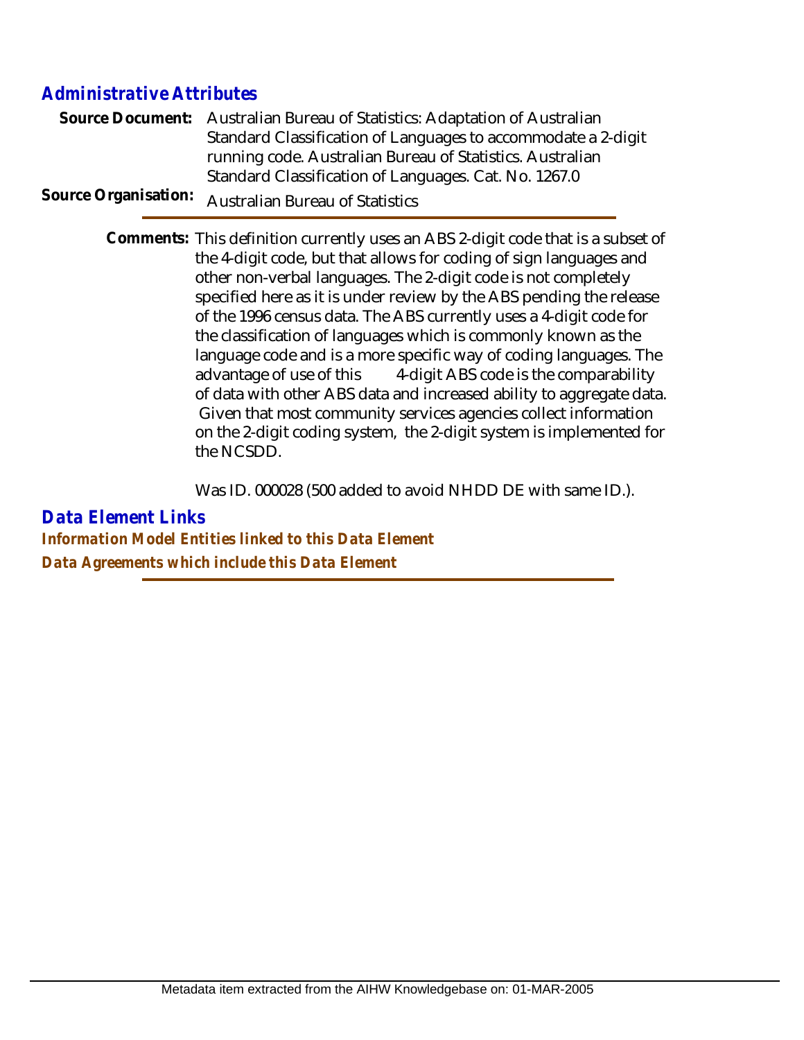## Administrative Attributes

**Source Document:** Australian Bureau of Statistics: Adaptation of Australian Standard Classification of Languages to accommodate a 2-digit running code. Australian Bureau of Statistics. Australian Standard Classification of Languages. Cat. No. 1267.0

**Source Organisation:** Australian Bureau of Statistics

**Comments:** This definition currently uses an ABS 2-digit code that is a subset of the 4-digit code, but that allows for coding of sign languages and other non-verbal languages. The 2-digit code is not completely specified here as it is under review by the ABS pending the release of the 1996 census data. The ABS currently uses a 4-digit code for the classification of languages which is commonly known as the language code and is a more specific way of coding languages. The advantage of use of this 4-digit ABS code is the comparability of data with other ABS data and increased ability to aggregate data. Given that most community services agencies collect information on the 2-digit coding system, the 2-digit system is implemented for the NCSDD.

Was ID. 000028 (500 added to avoid NHDD DE with same ID.).

## Data Element Links

### Information Model Entities linked to this Data Element

### Data Agreements which include this Data Element

Metadata item extracted from the AIHW Knowledgebase on: 01-MAR-2005